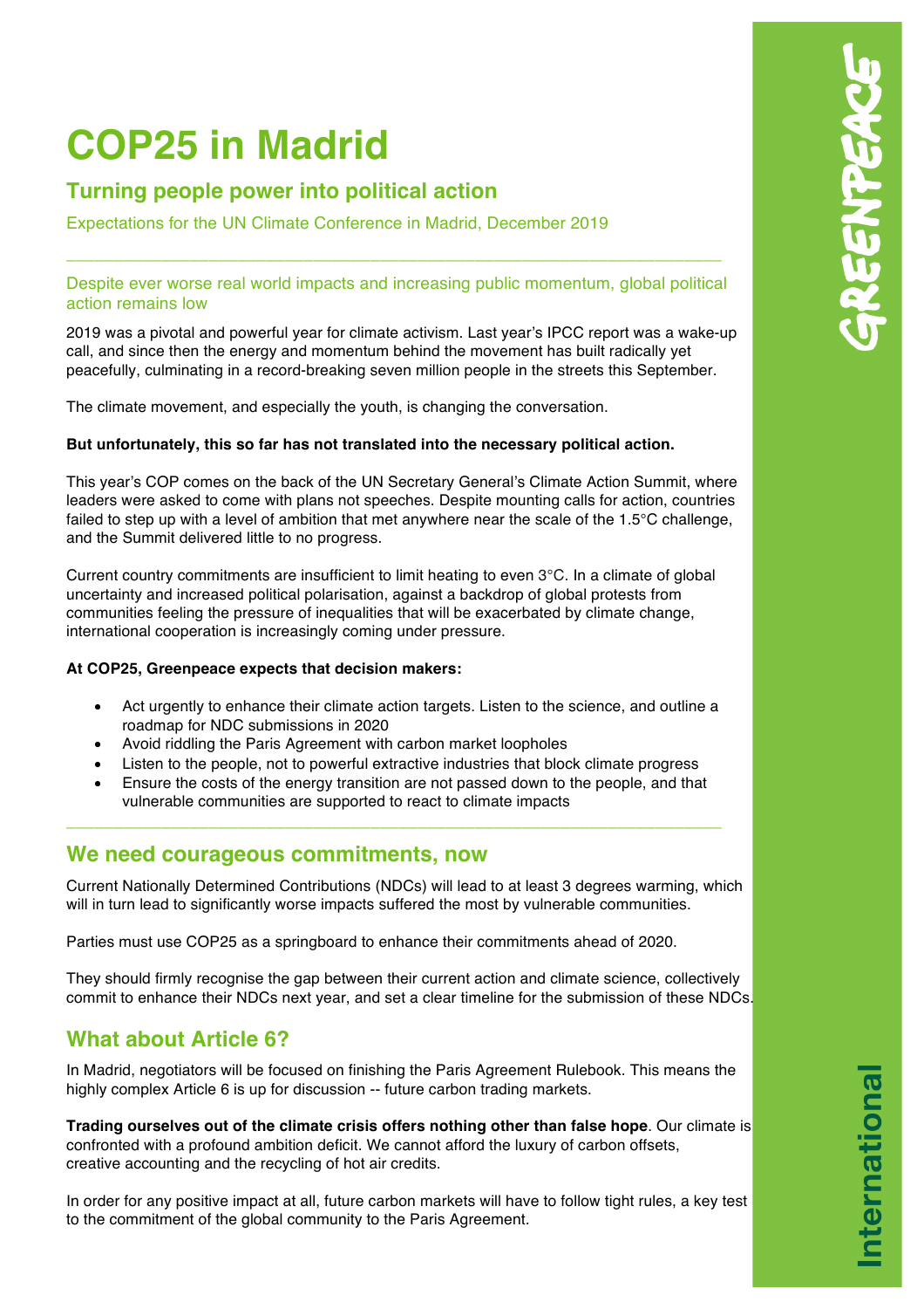# COP25 in Madrid

## Turning people power into political action

Expectations for the UN Climate Conference in Madrid, December 2019

---

### Despite ever worse real world impacts and increasing public momentum, global political action remains low

2019 was a pivotal and powerful year for climate activism. Last year's IPCC report was a wake-up call, and since then the energy and momentum behind the movement has built radically yet peacefully, culminating in a record-breaking seven million people in the streets this September.

The climate movement, and especially the youth, is changing the conversation.

**But unfortunately, this so far has not translated into the necessary political action.**

This year's COP comes on the back of the UN Secretary General's Climate Action Summit, where leaders were asked to come with plans not speeches. Despite mounting calls for action, countries failed to step up with a level of ambition that met anywhere near the scale of the 1.5°C challenge, and the Summit delivered little to no progress.

Current country commitments are insufficient to limit heating to even 3°C. In a climate of global uncertainty and increased political polarisation, against a backdrop of global protests from communities feeling the pressure of inequalities that will be exacerbated by climate change, international cooperation is increasingly coming under pressure.

**At COP25, Greenpeace expects that decision makers:**

- Act urgently to enhance their climate action targets. Listen to the science, and outline a roadmap for NDC submissions in 2020
- Avoid riddling the Paris Agreement with carbon market loopholes
- Listen to the people, not to powerful extractive industries that block climate progress
- Ensure the costs of the energy transition are not passed down to the people, and that vulnerable communities are supported to react to climate impacts

---

## We need courageous commitments, now

Current Nationally Determined Contributions (NDCs) will lead to at least 3 degrees warming, which will in turn lead to significantly worse impacts suffered the most by vulnerable communities.

Parties must use COP25 as a springboard to enhance their commitments ahead of 2020.

They should firmly recognise the gap between their current action and climate science, collectively commit to enhance their NDCs next year, and set a clear timeline for the submission of these NDCs.

## What about Article 6?

In Madrid, negotiators will be focused on finishing the Paris Agreement Rulebook. This means the highly complex Article 6 is up for discussion -- future carbon trading markets.

**Trading ourselves out of the climate crisis offers nothing other than false hope**. Our climate is confronted with a profound ambition deficit. We cannot afford the luxury of carbon offsets, creative accounting and the recycling of hot air credits.

In order for any positive impact at all, future carbon markets will have to follow tight rules, a key test to the commitment of the global community to the Paris Agreement.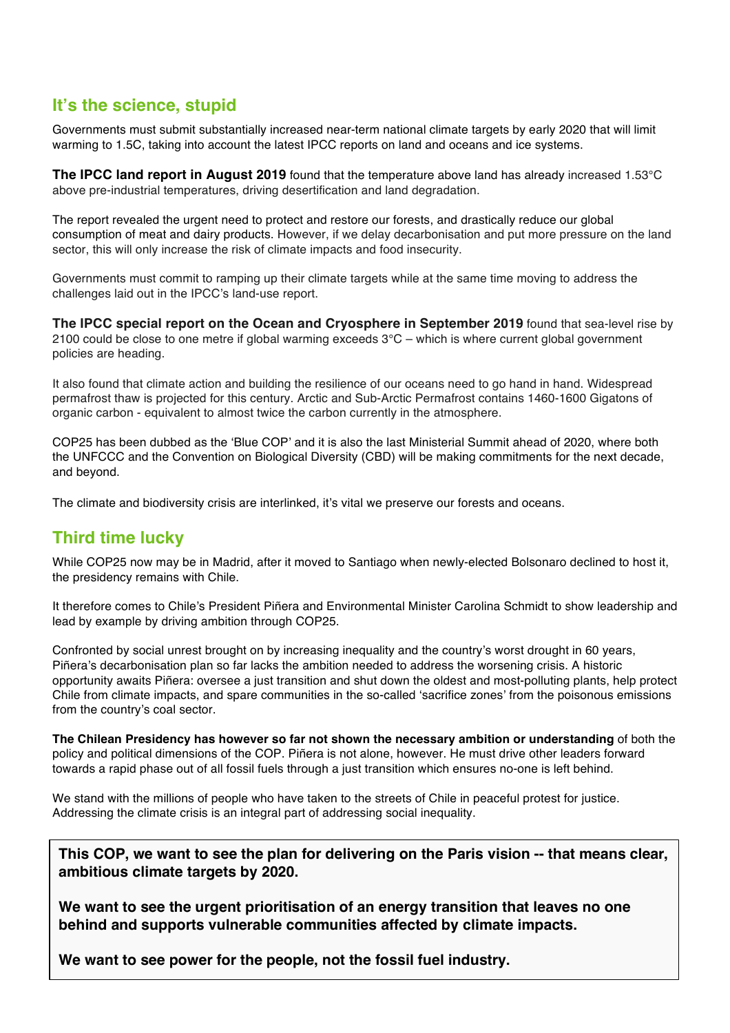## It's the science, stupid

Governments must submit substantially increased near-term national climate targets by early 2020 that will limit warming to 1.5C, taking into account the latest IPCC reports on land and oceans and ice systems.

**The IPCC land report in August 2019** found that the temperature above land has already increased 1.53°C above pre-industrial temperatures, driving desertification and land degradation.

The report revealed the urgent need to protect and restore our forests, and drastically reduce our global consumption of meat and dairy products. However, if we delay decarbonisation and put more pressure on the land sector, this will only increase the risk of climate impacts and food insecurity.

Governments must commit to ramping up their climate targets while at the same time moving to address the challenges laid out in the IPCC's land-use report.

**The IPCC special report on the Ocean and Cryosphere in September 2019** found that sea-level rise by 2100 could be close to one metre if global warming exceeds 3°C – which is where current global government policies are heading.

It also found that climate action and building the resilience of our oceans need to go hand in hand. Widespread permafrost thaw is projected for this century. Arctic and Sub-Arctic Permafrost contains 1460-1600 Gigatons of organic carbon - equivalent to almost twice the carbon currently in the atmosphere.

COP25 has been dubbed as the 'Blue COP' and it is also the last Ministerial Summit ahead of 2020, where both the UNFCCC and the Convention on Biological Diversity (CBD) will be making commitments for the next decade, and beyond.

The climate and biodiversity crisis are interlinked, it's vital we preserve our forests and oceans.

## Third time lucky

While COP25 now may be in Madrid, after it moved to Santiago when newly-elected Bolsonaro declined to host it, the presidency remains with Chile.

It therefore comes to Chile's President Piñera and Environmental Minister Carolina Schmidt to show leadership and lead by example by driving ambition through COP25.

Confronted by social unrest brought on by increasing inequality and the country's worst drought in 60 years, Piñera's decarbonisation plan so far lacks the ambition needed to address the worsening crisis. A historic opportunity awaits Piñera: oversee a just transition and shut down the oldest and most-polluting plants, help protect Chile from climate impacts, and spare communities in the so-called 'sacrifice zones' from the poisonous emissions from the country's coal sector.

**The Chilean Presidency has however so far not shown the necessary ambition or understanding** of both the policy and political dimensions of the COP. Piñera is not alone, however. He must drive other leaders forward towards a rapid phase out of all fossil fuels through a just transition which ensures no-one is left behind.

We stand with the millions of people who have taken to the streets of Chile in peaceful protest for justice. Addressing the climate crisis is an integral part of addressing social inequality.

**This COP, we want to see the plan for delivering on the Paris vision -- that means clear, ambitious climate targets by 2020.**

**We want to see the urgent prioritisation of an energy transition that leaves no one behind and supports vulnerable communities affected by climate impacts.**

**We want to see power for the people, not the fossil fuel industry.**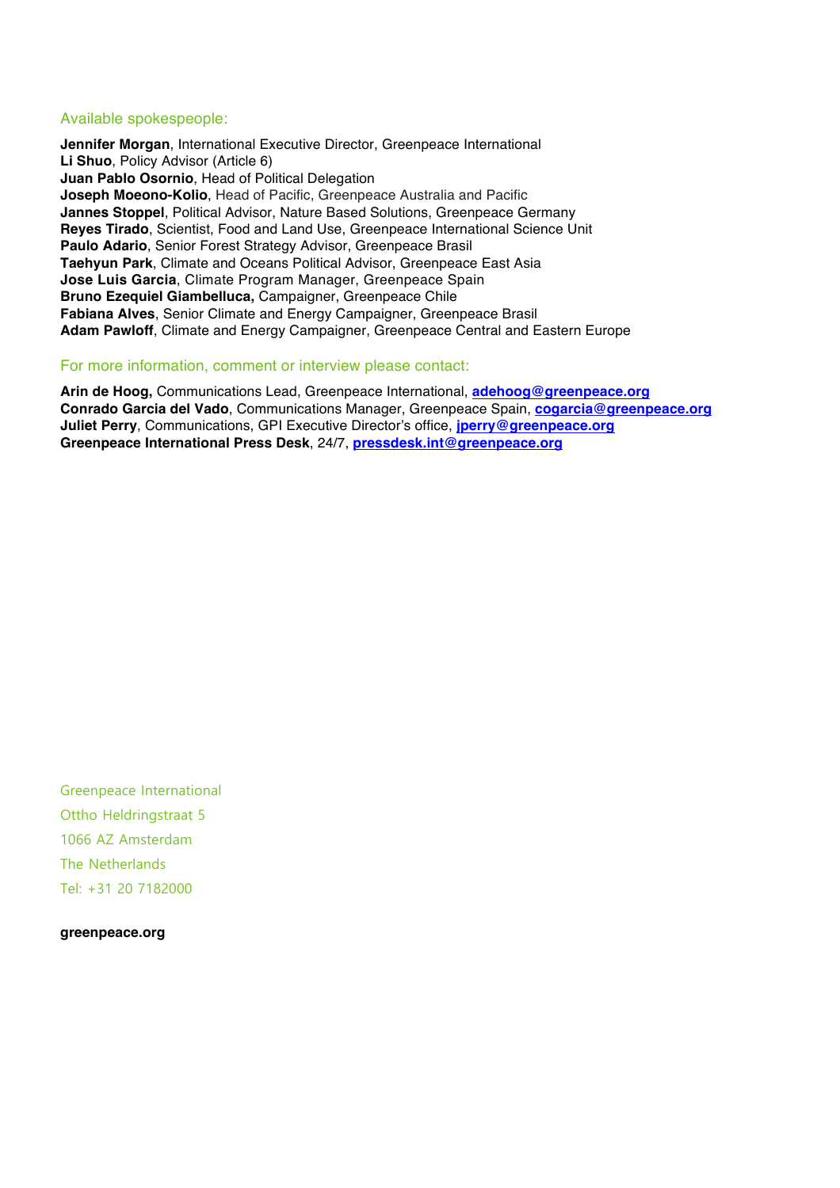Available spokespeople:

**Jennifer Morgan**, International Executive Director, Greenpeace International
**Li Shuo**, Policy Advisor (Article 6)
**Juan Pablo Osornio**, Head of Political Delegation
**Joseph Moeono-Kolio**, Head of Pacific, Greenpeace Australia and Pacific
**Jannes Stoppel**, Political Advisor, Nature Based Solutions, Greenpeace Germany
**Reyes Tirado**, Scientist, Food and Land Use, Greenpeace International Science Unit
**Paulo Adario**, Senior Forest Strategy Advisor, Greenpeace Brasil
**Taehyun Park**, Climate and Oceans Political Advisor, Greenpeace East Asia
**Jose Luis Garcia**, Climate Program Manager, Greenpeace Spain
**Bruno Ezequiel Giambelluca,** Campaigner, Greenpeace Chile
**Fabiana Alves**, Senior Climate and Energy Campaigner, Greenpeace Brasil
**Adam Pawloff**, Climate and Energy Campaigner, Greenpeace Central and Eastern Europe

For more information, comment or interview please contact:

**Arin de Hoog,** Communications Lead, Greenpeace International, **adehoog@greenpeace.org**
**Conrado Garcia del Vado**, Communications Manager, Greenpeace Spain, **cogarcia@greenpeace.org**
**Juliet Perry**, Communications, GPI Executive Director's office, **jperry@greenpeace.org**
**Greenpeace International Press Desk**, 24/7, **pressdesk.int@greenpeace.org**

Greenpeace International
Ottho Heldringstraat 5
1066 AZ Amsterdam
The Netherlands
Tel: +31 20 7182000

**greenpeace.org**